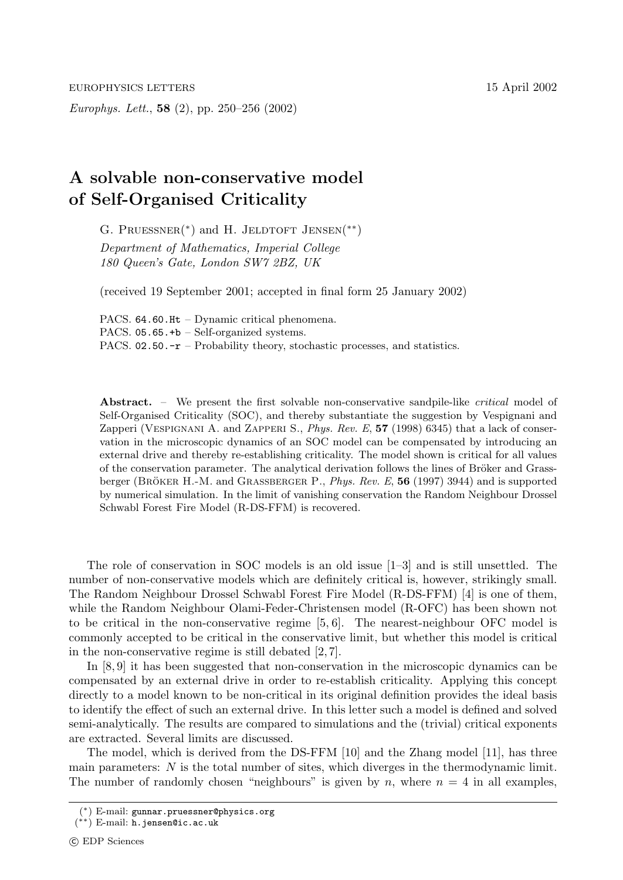# A solvable non-conservative model of Self-Organised Criticality

G. Pruessner(*) and H. Jeldtoft Jensen(**)

*Department of Mathematics, Imperial College*
*180 Queen's Gate, London SW7 2BZ, UK*

(received 19 September 2001; accepted in final form 25 January 2002)

PACS. 64.60.Ht – Dynamic critical phenomena.
PACS. 05.65.+b – Self-organized systems.
PACS. 02.50.-r – Probability theory, stochastic processes, and statistics.

**Abstract.** – We present the first solvable non-conservative sandpile-like *critical* model of Self-Organised Criticality (SOC), and thereby substantiate the suggestion by Vespignani and Zapperi (Vespignani A. and Zapperi S., *Phys. Rev. E*, **57** (1998) 6345) that a lack of conservation in the microscopic dynamics of an SOC model can be compensated by introducing an external drive and thereby re-establishing criticality. The model shown is critical for all values of the conservation parameter. The analytical derivation follows the lines of Bröker and Grassberger (Bröker H.-M. and Grassberger P., *Phys. Rev. E*, **56** (1997) 3944) and is supported by numerical simulation. In the limit of vanishing conservation the Random Neighbour Drossel Schwabl Forest Fire Model (R-DS-FFM) is recovered.

The role of conservation in SOC models is an old issue [1–3] and is still unsettled. The number of non-conservative models which are definitely critical is, however, strikingly small. The Random Neighbour Drossel Schwabl Forest Fire Model (R-DS-FFM) [4] is one of them, while the Random Neighbour Olami-Feder-Christensen model (R-OFC) has been shown not to be critical in the non-conservative regime [5, 6]. The nearest-neighbour OFC model is commonly accepted to be critical in the conservative limit, but whether this model is critical in the non-conservative regime is still debated [2, 7].

In [8, 9] it has been suggested that non-conservation in the microscopic dynamics can be compensated by an external drive in order to re-establish criticality. Applying this concept directly to a model known to be non-critical in its original definition provides the ideal basis to identify the effect of such an external drive. In this letter such a model is defined and solved semi-analytically. The results are compared to simulations and the (trivial) critical exponents are extracted. Several limits are discussed.

The model, which is derived from the DS-FFM [10] and the Zhang model [11], has three main parameters: $N$ is the total number of sites, which diverges in the thermodynamic limit. The number of randomly chosen "neighbours" is given by $n$, where $n = 4$ in all examples,

(*) E-mail: gunnar.pruessner@physics.org
(**) E-mail: h.jensen@ic.ac.uk

© EDP Sciences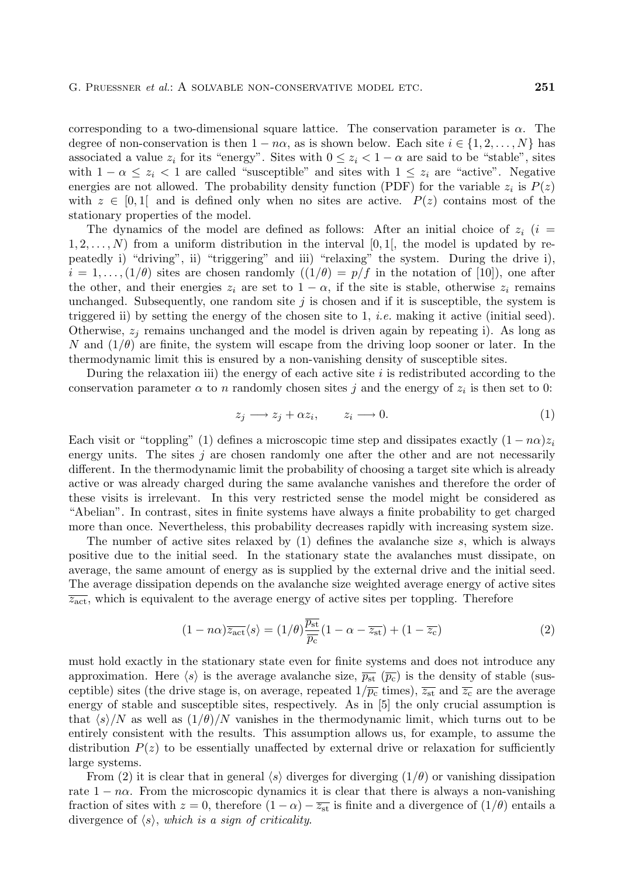corresponding to a two-dimensional square lattice. The conservation parameter is $\alpha$. The degree of non-conservation is then $1 - n\alpha$, as is shown below. Each site $i \in \{1, 2, \ldots, N\}$ has associated a value $z_i$ for its "energy". Sites with $0 \le z_i < 1 - \alpha$ are said to be "stable", sites with $1 - \alpha \le z_i < 1$ are called "susceptible" and sites with $1 \le z_i$ are "active". Negative energies are not allowed. The probability density function (PDF) for the variable $z_i$ is $P(z)$ with $z \in [0, 1[$ and is defined only when no sites are active. $P(z)$ contains most of the stationary properties of the model.

The dynamics of the model are defined as follows: After an initial choice of $z_i$ ($i = 1, 2, \ldots, N$) from a uniform distribution in the interval $[0, 1[$, the model is updated by repeatedly i) "driving", ii) "triggering" and iii) "relaxing" the system. During the drive i), $i = 1, \ldots, (1/\theta)$ sites are chosen randomly ($(1/\theta) = p/f$ in the notation of [10]), one after the other, and their energies $z_i$ are set to $1 - \alpha$, if the site is stable, otherwise $z_i$ remains unchanged. Subsequently, one random site $j$ is chosen and if it is susceptible, the system is triggered ii) by setting the energy of the chosen site to 1, *i.e.* making it active (initial seed). Otherwise, $z_j$ remains unchanged and the model is driven again by repeating i). As long as $N$ and $(1/\theta)$ are finite, the system will escape from the driving loop sooner or later. In the thermodynamic limit this is ensured by a non-vanishing density of susceptible sites.

During the relaxation iii) the energy of each active site $i$ is redistributed according to the conservation parameter $\alpha$ to $n$ randomly chosen sites $j$ and the energy of $z_i$ is then set to 0:

$$z_j \longrightarrow z_j + \alpha z_i, \qquad z_i \longrightarrow 0. \tag{1}$$

Each visit or "toppling" (1) defines a microscopic time step and dissipates exactly $(1 - n\alpha) z_i$ energy units. The sites $j$ are chosen randomly one after the other and are not necessarily different. In the thermodynamic limit the probability of choosing a target site which is already active or was already charged during the same avalanche vanishes and therefore the order of these visits is irrelevant. In this very restricted sense the model might be considered as "Abelian". In contrast, sites in finite systems have always a finite probability to get charged more than once. Nevertheless, this probability decreases rapidly with increasing system size.

The number of active sites relaxed by (1) defines the avalanche size $s$, which is always positive due to the initial seed. In the stationary state the avalanches must dissipate, on average, the same amount of energy as is supplied by the external drive and the initial seed. The average dissipation depends on the avalanche size weighted average energy of active sites $\overline{z_{\mathrm{act}}}$, which is equivalent to the average energy of active sites per toppling. Therefore

$$(1 - n\alpha)\overline{z_{\mathrm{act}}}\langle s \rangle = (1/\theta)\frac{\overline{p_{\mathrm{st}}}}{\overline{p_{\mathrm{c}}}}(1 - \alpha - \overline{z_{\mathrm{st}}}) + (1 - \overline{z_{\mathrm{c}}}) \tag{2}$$

must hold exactly in the stationary state even for finite systems and does not introduce any approximation. Here $\langle s \rangle$ is the average avalanche size, $\overline{p_{\mathrm{st}}}$ ($\overline{p_{\mathrm{c}}}$) is the density of stable (susceptible) sites (the drive stage is, on average, repeated $1/\overline{p_{\mathrm{c}}}$ times), $\overline{z_{\mathrm{st}}}$ and $\overline{z_{\mathrm{c}}}$ are the average energy of stable and susceptible sites, respectively. As in [5] the only crucial assumption is that $\langle s \rangle / N$ as well as $(1/\theta)/N$ vanishes in the thermodynamic limit, which turns out to be entirely consistent with the results. This assumption allows us, for example, to assume the distribution $P(z)$ to be essentially unaffected by external drive or relaxation for sufficiently large systems.

From (2) it is clear that in general $\langle s \rangle$ diverges for diverging $(1/\theta)$ or vanishing dissipation rate $1 - n\alpha$. From the microscopic dynamics it is clear that there is always a non-vanishing fraction of sites with $z = 0$, therefore $(1 - \alpha) - \overline{z_{\mathrm{st}}}$ is finite and a divergence of $(1/\theta)$ entails a divergence of $\langle s \rangle$, *which is a sign of criticality*.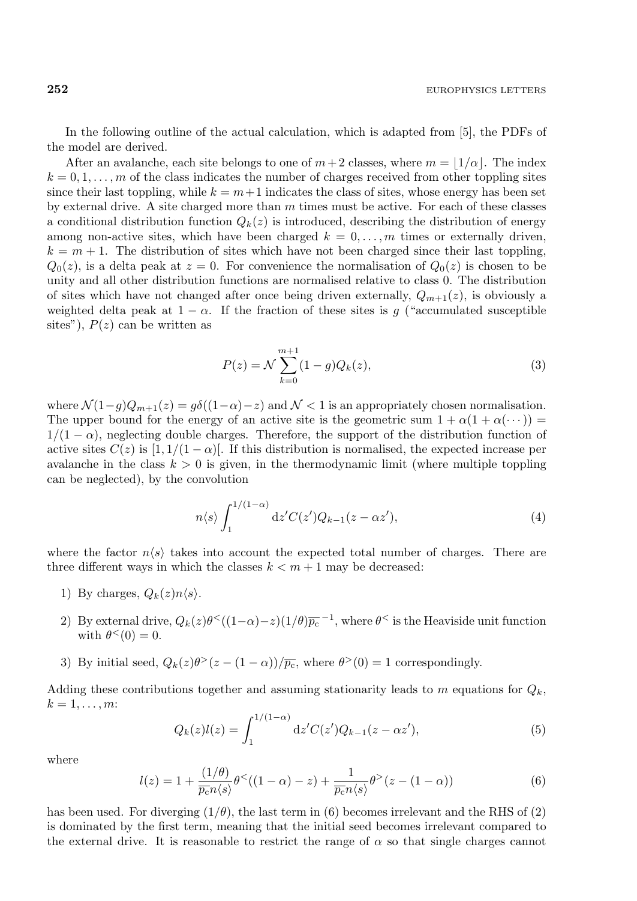In the following outline of the actual calculation, which is adapted from [5], the PDFs of the model are derived.

After an avalanche, each site belongs to one of $m+2$ classes, where $m = \lfloor 1/\alpha \rfloor$. The index $k = 0, 1, \ldots, m$ of the class indicates the number of charges received from other toppling sites since their last toppling, while $k = m+1$ indicates the class of sites, whose energy has been set by external drive. A site charged more than $m$ times must be active. For each of these classes a conditional distribution function $Q_k(z)$ is introduced, describing the distribution of energy among non-active sites, which have been charged $k = 0, \ldots, m$ times or externally driven, $k = m+1$. The distribution of sites which have not been charged since their last toppling, $Q_0(z)$, is a delta peak at $z = 0$. For convenience the normalisation of $Q_0(z)$ is chosen to be unity and all other distribution functions are normalised relative to class 0. The distribution of sites which have not changed after once being driven externally, $Q_{m+1}(z)$, is obviously a weighted delta peak at $1-\alpha$. If the fraction of these sites is $g$ ("accumulated susceptible sites"), $P(z)$ can be written as

$$P(z) = \mathcal{N} \sum_{k=0}^{m+1} (1-g) Q_k(z), \tag{3}$$

where $\mathcal{N}(1-g)Q_{m+1}(z) = g\delta((1-\alpha)-z)$ and $\mathcal{N} < 1$ is an appropriately chosen normalisation. The upper bound for the energy of an active site is the geometric sum $1 + \alpha(1 + \alpha(\cdots)) = 1/(1-\alpha)$, neglecting double charges. Therefore, the support of the distribution function of active sites $C(z)$ is $[1, 1/(1-\alpha)[$. If this distribution is normalised, the expected increase per avalanche in the class $k > 0$ is given, in the thermodynamic limit (where multiple toppling can be neglected), by the convolution

$$n\langle s\rangle \int_1^{1/(1-\alpha)} \mathrm{d}z' C(z') Q_{k-1}(z - \alpha z'), \tag{4}$$

where the factor $n\langle s\rangle$ takes into account the expected total number of charges. There are three different ways in which the classes $k < m+1$ may be decreased:

1) By charges, $Q_k(z) n\langle s\rangle$.

2) By external drive, $Q_k(z)\theta^<((1-\alpha)-z)(1/\theta)\overline{p_\mathrm{c}}^{\,-1}$, where $\theta^<$ is the Heaviside unit function with $\theta^<(0) = 0$.

3) By initial seed, $Q_k(z)\theta^>(z-(1-\alpha))/\overline{p_\mathrm{c}}$, where $\theta^>(0) = 1$ correspondingly.

Adding these contributions together and assuming stationarity leads to $m$ equations for $Q_k$, $k = 1, \ldots, m$:

$$Q_k(z) l(z) = \int_1^{1/(1-\alpha)} \mathrm{d}z' C(z') Q_{k-1}(z - \alpha z'), \tag{5}$$

where

$$l(z) = 1 + \frac{(1/\theta)}{\overline{p_\mathrm{c}} n\langle s\rangle} \theta^<((1-\alpha)-z) + \frac{1}{\overline{p_\mathrm{c}} n\langle s\rangle} \theta^>(z-(1-\alpha)) \tag{6}$$

has been used. For diverging $(1/\theta)$, the last term in (6) becomes irrelevant and the RHS of (2) is dominated by the first term, meaning that the initial seed becomes irrelevant compared to the external drive. It is reasonable to restrict the range of $\alpha$ so that single charges cannot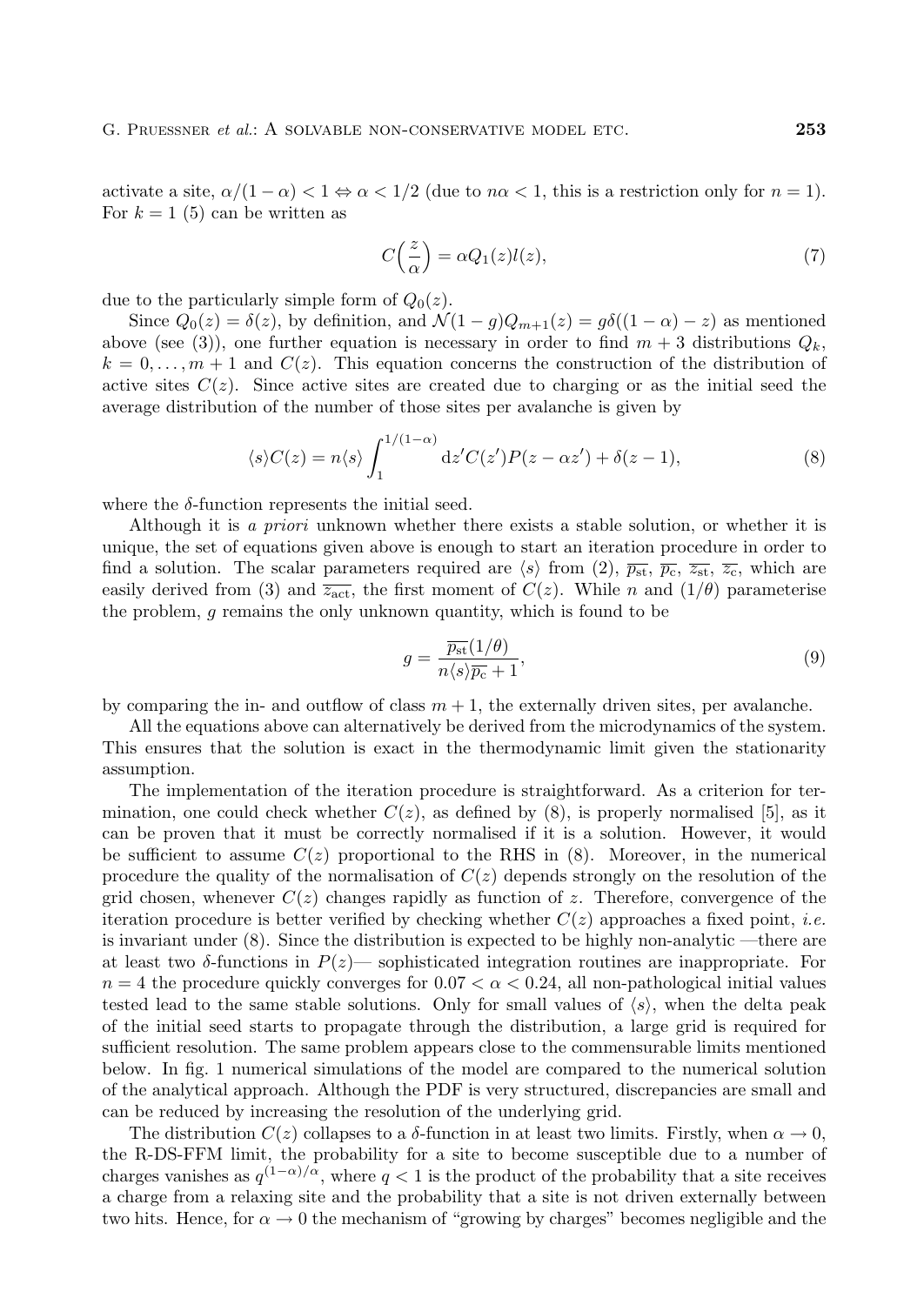activate a site, $\alpha/(1-\alpha) < 1 \Leftrightarrow \alpha < 1/2$ (due to $n\alpha < 1$, this is a restriction only for $n = 1$). For $k = 1$ (5) can be written as

$$C\left(\frac{z}{\alpha}\right) = \alpha Q_1(z) l(z), \tag{7}$$

due to the particularly simple form of $Q_0(z)$.

Since $Q_0(z) = \delta(z)$, by definition, and $\mathcal{N}(1-g)Q_{m+1}(z) = g\delta((1-\alpha) - z)$ as mentioned above (see (3)), one further equation is necessary in order to find $m+3$ distributions $Q_k$, $k = 0, \ldots, m+1$ and $C(z)$. This equation concerns the construction of the distribution of active sites $C(z)$. Since active sites are created due to charging or as the initial seed the average distribution of the number of those sites per avalanche is given by

$$\langle s \rangle C(z) = n \langle s \rangle \int_1^{1/(1-\alpha)} \mathrm{d}z' C(z') P(z - \alpha z') + \delta(z - 1), \tag{8}$$

where the $\delta$-function represents the initial seed.

Although it is *a priori* unknown whether there exists a stable solution, or whether it is unique, the set of equations given above is enough to start an iteration procedure in order to find a solution. The scalar parameters required are $\langle s \rangle$ from (2), $\overline{p_{\mathrm{st}}}$, $\overline{p_{\mathrm{c}}}$, $\overline{z_{\mathrm{st}}}$, $\overline{z_{\mathrm{c}}}$, which are easily derived from (3) and $\overline{z_{\mathrm{act}}}$, the first moment of $C(z)$. While $n$ and $(1/\theta)$ parameterise the problem, $g$ remains the only unknown quantity, which is found to be

$$g = \frac{\overline{p_{\mathrm{st}}}(1/\theta)}{n\langle s \rangle \overline{p_{\mathrm{c}}} + 1}, \tag{9}$$

by comparing the in- and outflow of class $m+1$, the externally driven sites, per avalanche.

All the equations above can alternatively be derived from the microdynamics of the system. This ensures that the solution is exact in the thermodynamic limit given the stationarity assumption.

The implementation of the iteration procedure is straightforward. As a criterion for termination, one could check whether $C(z)$, as defined by (8), is properly normalised [5], as it can be proven that it must be correctly normalised if it is a solution. However, it would be sufficient to assume $C(z)$ proportional to the RHS in (8). Moreover, in the numerical procedure the quality of the normalisation of $C(z)$ depends strongly on the resolution of the grid chosen, whenever $C(z)$ changes rapidly as function of $z$. Therefore, convergence of the iteration procedure is better verified by checking whether $C(z)$ approaches a fixed point, *i.e.* is invariant under (8). Since the distribution is expected to be highly non-analytic —there are at least two $\delta$-functions in $P(z)$— sophisticated integration routines are inappropriate. For $n = 4$ the procedure quickly converges for $0.07 < \alpha < 0.24$, all non-pathological initial values tested lead to the same stable solutions. Only for small values of $\langle s \rangle$, when the delta peak of the initial seed starts to propagate through the distribution, a large grid is required for sufficient resolution. The same problem appears close to the commensurable limits mentioned below. In fig. 1 numerical simulations of the model are compared to the numerical solution of the analytical approach. Although the PDF is very structured, discrepancies are small and can be reduced by increasing the resolution of the underlying grid.

The distribution $C(z)$ collapses to a $\delta$-function in at least two limits. Firstly, when $\alpha \to 0$, the R-DS-FFM limit, the probability for a site to become susceptible due to a number of charges vanishes as $q^{(1-\alpha)/\alpha}$, where $q < 1$ is the product of the probability that a site receives a charge from a relaxing site and the probability that a site is not driven externally between two hits. Hence, for $\alpha \to 0$ the mechanism of "growing by charges" becomes negligible and the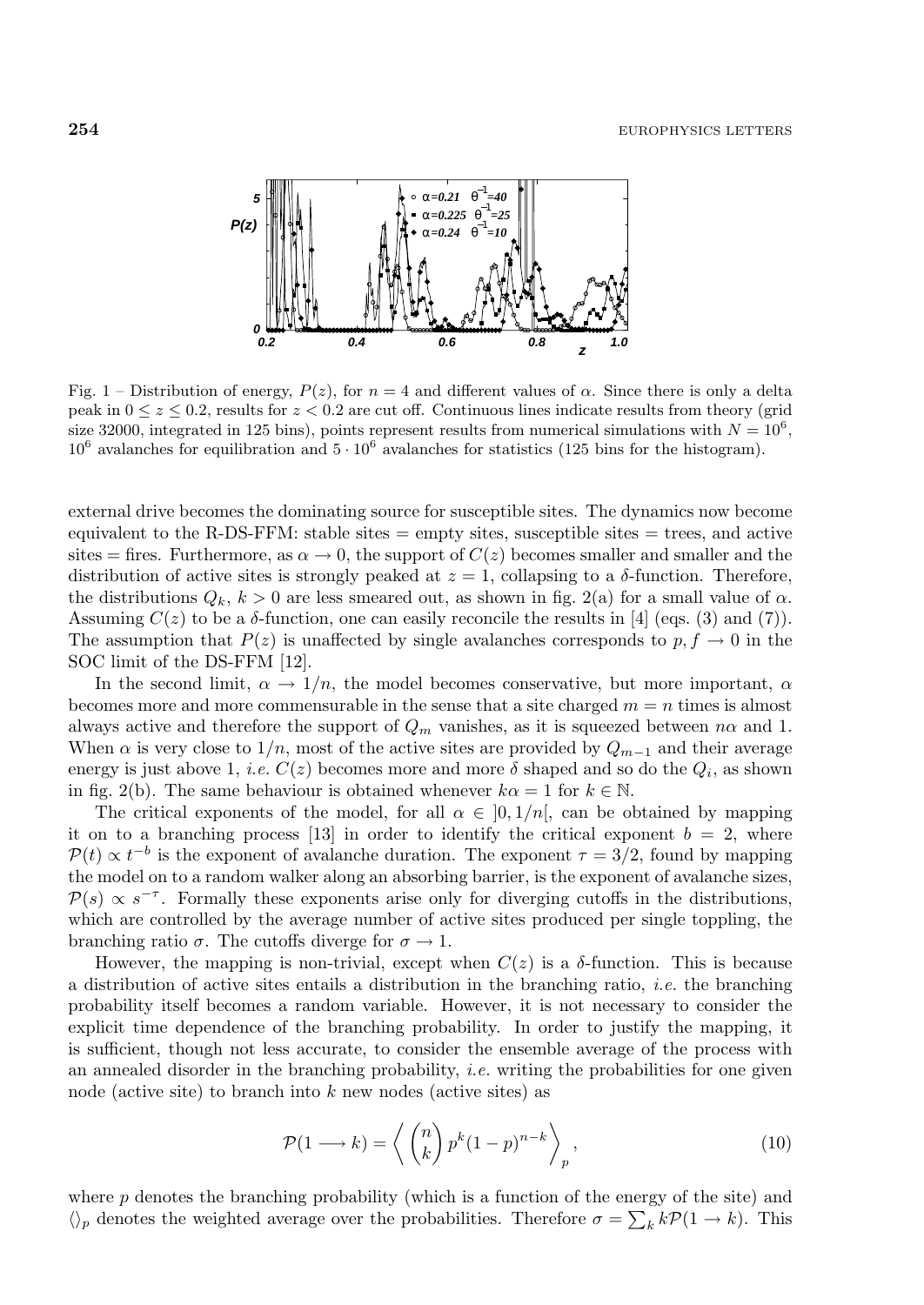Fig. 1 – Distribution of energy, $P(z)$, for $n = 4$ and different values of $\alpha$. Since there is only a delta peak in $0 \leq z \leq 0.2$, results for $z < 0.2$ are cut off. Continuous lines indicate results from theory (grid size 32000, integrated in 125 bins), points represent results from numerical simulations with $N = 10^6$, $10^6$ avalanches for equilibration and $5 \cdot 10^6$ avalanches for statistics (125 bins for the histogram).

external drive becomes the dominating source for susceptible sites. The dynamics now become equivalent to the R-DS-FFM: stable sites = empty sites, susceptible sites = trees, and active sites = fires. Furthermore, as $\alpha \to 0$, the support of $C(z)$ becomes smaller and smaller and the distribution of active sites is strongly peaked at $z = 1$, collapsing to a $\delta$-function. Therefore, the distributions $Q_k$, $k > 0$ are less smeared out, as shown in fig. 2(a) for a small value of $\alpha$. Assuming $C(z)$ to be a $\delta$-function, one can easily reconcile the results in [4] (eqs. (3) and (7)). The assumption that $P(z)$ is unaffected by single avalanches corresponds to $p, f \to 0$ in the SOC limit of the DS-FFM [12].

In the second limit, $\alpha \to 1/n$, the model becomes conservative, but more important, $\alpha$ becomes more and more commensurable in the sense that a site charged $m = n$ times is almost always active and therefore the support of $Q_m$ vanishes, as it is squeezed between $n\alpha$ and 1. When $\alpha$ is very close to $1/n$, most of the active sites are provided by $Q_{m-1}$ and their average energy is just above 1, *i.e.* $C(z)$ becomes more and more $\delta$ shaped and so do the $Q_i$, as shown in fig. 2(b). The same behaviour is obtained whenever $k\alpha = 1$ for $k \in \mathbb{N}$.

The critical exponents of the model, for all $\alpha \in ]0, 1/n[$, can be obtained by mapping it on to a branching process [13] in order to identify the critical exponent $b = 2$, where $\mathcal{P}(t) \propto t^{-b}$ is the exponent of avalanche duration. The exponent $\tau = 3/2$, found by mapping the model on to a random walker along an absorbing barrier, is the exponent of avalanche sizes, $\mathcal{P}(s) \propto s^{-\tau}$. Formally these exponents arise only for diverging cutoffs in the distributions, which are controlled by the average number of active sites produced per single toppling, the branching ratio $\sigma$. The cutoffs diverge for $\sigma \to 1$.

However, the mapping is non-trivial, except when $C(z)$ is a $\delta$-function. This is because a distribution of active sites entails a distribution in the branching ratio, *i.e.* the branching probability itself becomes a random variable. However, it is not necessary to consider the explicit time dependence of the branching probability. In order to justify the mapping, it is sufficient, though not less accurate, to consider the ensemble average of the process with an annealed disorder in the branching probability, *i.e.* writing the probabilities for one given node (active site) to branch into $k$ new nodes (active sites) as

$$\mathcal{P}(1 \longrightarrow k) = \left\langle \binom{n}{k} p^k (1-p)^{n-k} \right\rangle_p , \tag{10}$$

where $p$ denotes the branching probability (which is a function of the energy of the site) and $\langle\rangle_p$ denotes the weighted average over the probabilities. Therefore $\sigma = \sum_k k\mathcal{P}(1 \to k)$. This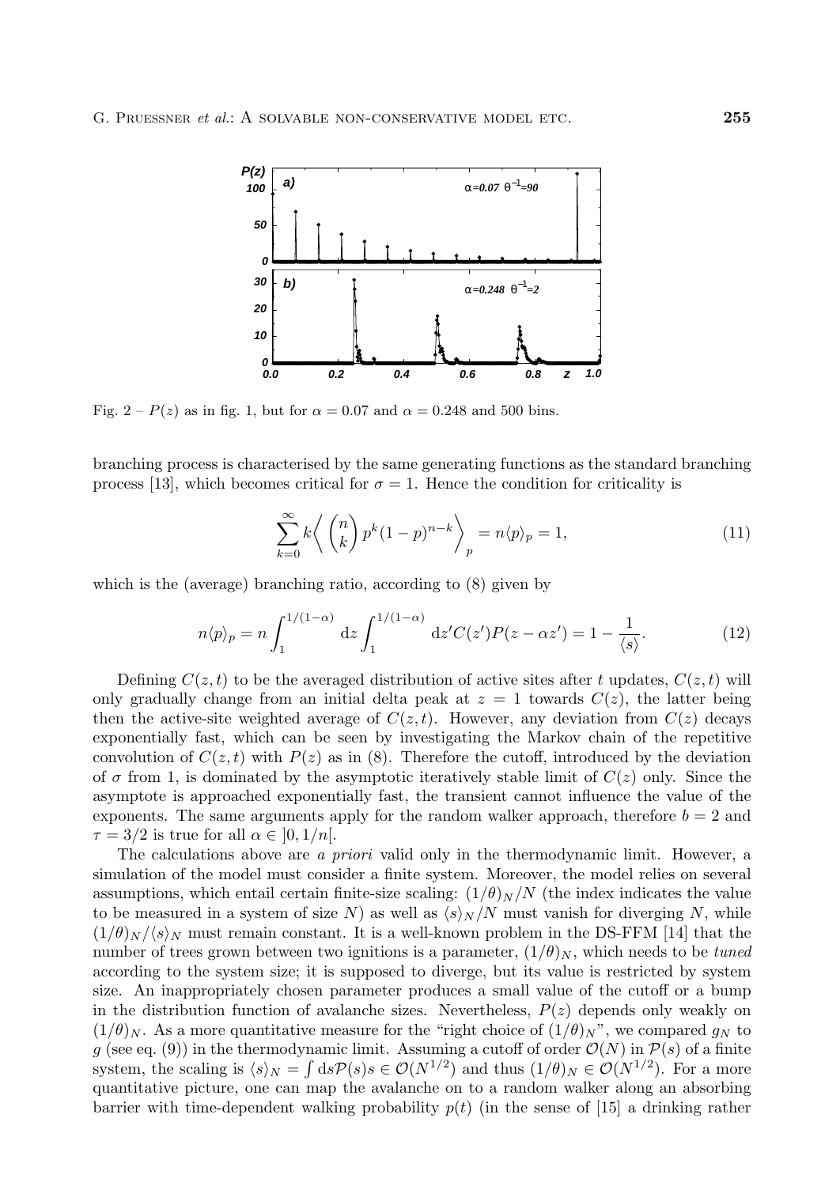Fig. 2 – $P(z)$ as in fig. 1, but for $\alpha = 0.07$ and $\alpha = 0.248$ and 500 bins.

branching process is characterised by the same generating functions as the standard branching process [13], which becomes critical for $\sigma = 1$. Hence the condition for criticality is

$$\sum_{k=0}^{\infty} k \left\langle \binom{n}{k} p^k (1-p)^{n-k} \right\rangle_p = n\langle p \rangle_p = 1, \tag{11}$$

which is the (average) branching ratio, according to (8) given by

$$n\langle p \rangle_p = n \int_1^{1/(1-\alpha)} \mathrm{d}z \int_1^{1/(1-\alpha)} \mathrm{d}z' C(z') P(z - \alpha z') = 1 - \frac{1}{\langle s \rangle}. \tag{12}$$

Defining $C(z,t)$ to be the averaged distribution of active sites after $t$ updates, $C(z,t)$ will only gradually change from an initial delta peak at $z = 1$ towards $C(z)$, the latter being then the active-site weighted average of $C(z,t)$. However, any deviation from $C(z)$ decays exponentially fast, which can be seen by investigating the Markov chain of the repetitive convolution of $C(z,t)$ with $P(z)$ as in (8). Therefore the cutoff, introduced by the deviation of $\sigma$ from 1, is dominated by the asymptotic iteratively stable limit of $C(z)$ only. Since the asymptote is approached exponentially fast, the transient cannot influence the value of the exponents. The same arguments apply for the random walker approach, therefore $b = 2$ and $\tau = 3/2$ is true for all $\alpha \in ]0, 1/n[$.

The calculations above are *a priori* valid only in the thermodynamic limit. However, a simulation of the model must consider a finite system. Moreover, the model relies on several assumptions, which entail certain finite-size scaling: $(1/\theta)_N/N$ (the index indicates the value to be measured in a system of size $N$) as well as $\langle s \rangle_N/N$ must vanish for diverging $N$, while $(1/\theta)_N/\langle s \rangle_N$ must remain constant. It is a well-known problem in the DS-FFM [14] that the number of trees grown between two ignitions is a parameter, $(1/\theta)_N$, which needs to be *tuned* according to the system size; it is supposed to diverge, but its value is restricted by system size. An inappropriately chosen parameter produces a small value of the cutoff or a bump in the distribution function of avalanche sizes. Nevertheless, $P(z)$ depends only weakly on $(1/\theta)_N$. As a more quantitative measure for the "right choice of $(1/\theta)_N$", we compared $g_N$ to $g$ (see eq. (9)) in the thermodynamic limit. Assuming a cutoff of order $\mathcal{O}(N)$ in $\mathcal{P}(s)$ of a finite system, the scaling is $\langle s \rangle_N = \int \mathrm{d}s \mathcal{P}(s) s \in \mathcal{O}(N^{1/2})$ and thus $(1/\theta)_N \in \mathcal{O}(N^{1/2})$. For a more quantitative picture, one can map the avalanche on to a random walker along an absorbing barrier with time-dependent walking probability $p(t)$ (in the sense of [15] a drinking rather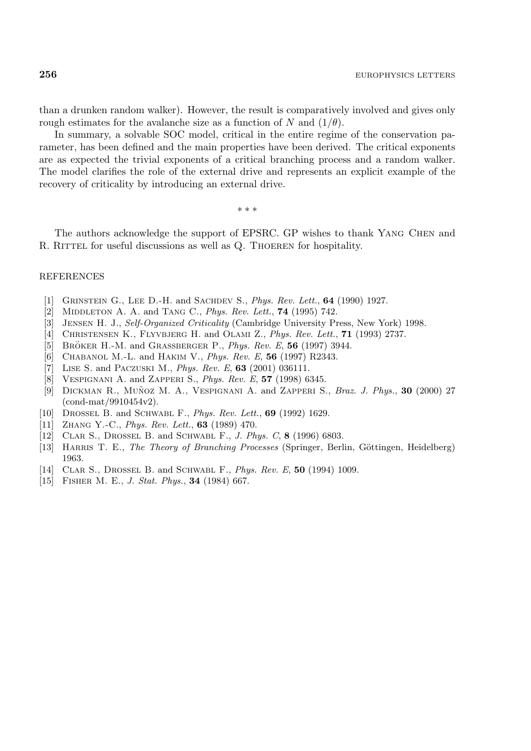than a drunken random walker). However, the result is comparatively involved and gives only rough estimates for the avalanche size as a function of $N$ and $(1/\theta)$.

In summary, a solvable SOC model, critical in the entire regime of the conservation parameter, has been defined and the main properties have been derived. The critical exponents are as expected the trivial exponents of a critical branching process and a random walker. The model clarifies the role of the external drive and represents an explicit example of the recovery of criticality by introducing an external drive.

\* \* \*

The authors acknowledge the support of EPSRC. GP wishes to thank Yang Chen and R. Rittel for useful discussions as well as Q. Thoeren for hospitality.

## REFERENCES

- [1] Grinstein G., Lee D.-H. and Sachdev S., *Phys. Rev. Lett.*, **64** (1990) 1927.
- [2] Middleton A. A. and Tang C., *Phys. Rev. Lett.*, **74** (1995) 742.
- [3] Jensen H. J., *Self-Organized Criticality* (Cambridge University Press, New York) 1998.
- [4] Christensen K., Flyvbjerg H. and Olami Z., *Phys. Rev. Lett.*, **71** (1993) 2737.
- [5] Bröker H.-M. and Grassberger P., *Phys. Rev. E*, **56** (1997) 3944.
- [6] Chabanol M.-L. and Hakim V., *Phys. Rev. E*, **56** (1997) R2343.
- [7] Lise S. and Paczuski M., *Phys. Rev. E*, **63** (2001) 036111.
- [8] Vespignani A. and Zapperi S., *Phys. Rev. E*, **57** (1998) 6345.
- [9] Dickman R., Muñoz M. A., Vespignani A. and Zapperi S., *Braz. J. Phys.*, **30** (2000) 27 (cond-mat/9910454v2).
- [10] Drossel B. and Schwabl F., *Phys. Rev. Lett.*, **69** (1992) 1629.
- [11] Zhang Y.-C., *Phys. Rev. Lett.*, **63** (1989) 470.
- [12] Clar S., Drossel B. and Schwabl F., *J. Phys. C*, **8** (1996) 6803.
- [13] Harris T. E., *The Theory of Branching Processes* (Springer, Berlin, Göttingen, Heidelberg) 1963.
- [14] Clar S., Drossel B. and Schwabl F., *Phys. Rev. E*, **50** (1994) 1009.
- [15] Fisher M. E., *J. Stat. Phys.*, **34** (1984) 667.